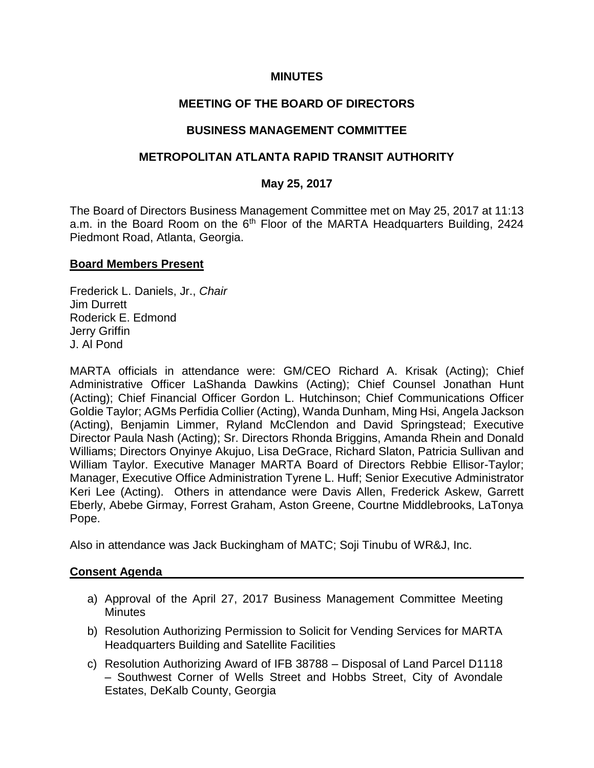**MINUTES**

**MEETING OF THE BOARD OF DIRECTORS**

**BUSINESS MANAGEMENT COMMITTEE**

**METROPOLITAN ATLANTA RAPID TRANSIT AUTHORITY**

**May 25, 2017**

The Board of Directors Business Management Committee met on May 25, 2017 at 11:13 a.m. in the Board Room on the 6th Floor of the MARTA Headquarters Building, 2424 Piedmont Road, Atlanta, Georgia.

**Board Members Present**

Frederick L. Daniels, Jr., *Chair*
Jim Durrett
Roderick E. Edmond
Jerry Griffin
J. Al Pond

MARTA officials in attendance were: GM/CEO Richard A. Krisak (Acting); Chief Administrative Officer LaShanda Dawkins (Acting); Chief Counsel Jonathan Hunt (Acting); Chief Financial Officer Gordon L. Hutchinson; Chief Communications Officer Goldie Taylor; AGMs Perfidia Collier (Acting), Wanda Dunham, Ming Hsi, Angela Jackson (Acting), Benjamin Limmer, Ryland McClendon and David Springstead; Executive Director Paula Nash (Acting); Sr. Directors Rhonda Briggins, Amanda Rhein and Donald Williams; Directors Onyinye Akujuo, Lisa DeGrace, Richard Slaton, Patricia Sullivan and William Taylor. Executive Manager MARTA Board of Directors Rebbie Ellisor-Taylor; Manager, Executive Office Administration Tyrene L. Huff; Senior Executive Administrator Keri Lee (Acting). Others in attendance were Davis Allen, Frederick Askew, Garrett Eberly, Abebe Girmay, Forrest Graham, Aston Greene, Courtne Middlebrooks, LaTonya Pope.

Also in attendance was Jack Buckingham of MATC; Soji Tinubu of WR&J, Inc.

**Consent Agenda**

a) Approval of the April 27, 2017 Business Management Committee Meeting Minutes

b) Resolution Authorizing Permission to Solicit for Vending Services for MARTA Headquarters Building and Satellite Facilities

c) Resolution Authorizing Award of IFB 38788 – Disposal of Land Parcel D1118 – Southwest Corner of Wells Street and Hobbs Street, City of Avondale Estates, DeKalb County, Georgia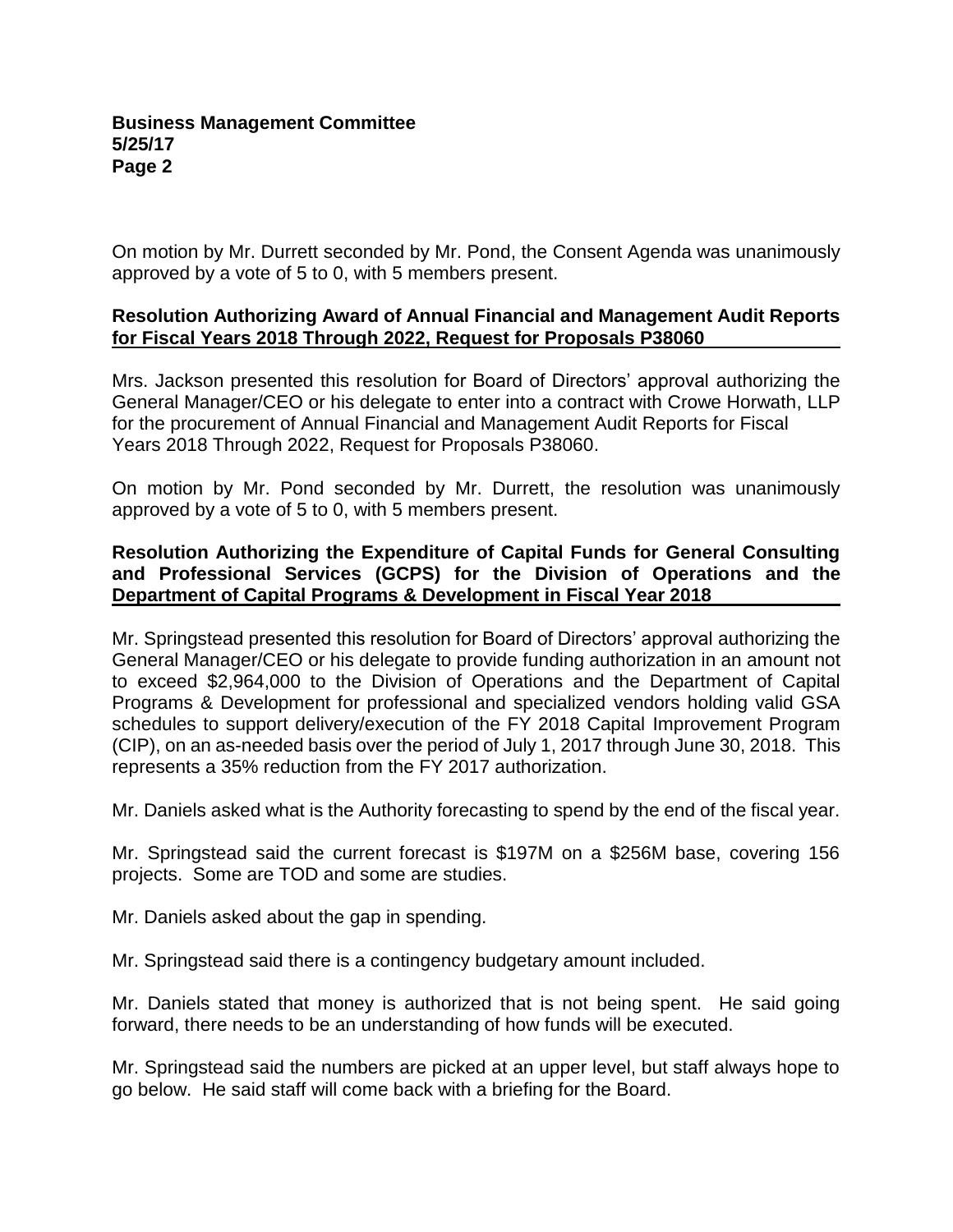On motion by Mr. Durrett seconded by Mr. Pond, the Consent Agenda was unanimously approved by a vote of 5 to 0, with 5 members present.

**Resolution Authorizing Award of Annual Financial and Management Audit Reports for Fiscal Years 2018 Through 2022, Request for Proposals P38060**

Mrs. Jackson presented this resolution for Board of Directors' approval authorizing the General Manager/CEO or his delegate to enter into a contract with Crowe Horwath, LLP for the procurement of Annual Financial and Management Audit Reports for Fiscal Years 2018 Through 2022, Request for Proposals P38060.

On motion by Mr. Pond seconded by Mr. Durrett, the resolution was unanimously approved by a vote of 5 to 0, with 5 members present.

**Resolution Authorizing the Expenditure of Capital Funds for General Consulting and Professional Services (GCPS) for the Division of Operations and the Department of Capital Programs & Development in Fiscal Year 2018**

Mr. Springstead presented this resolution for Board of Directors' approval authorizing the General Manager/CEO or his delegate to provide funding authorization in an amount not to exceed $2,964,000 to the Division of Operations and the Department of Capital Programs & Development for professional and specialized vendors holding valid GSA schedules to support delivery/execution of the FY 2018 Capital Improvement Program (CIP), on an as-needed basis over the period of July 1, 2017 through June 30, 2018. This represents a 35% reduction from the FY 2017 authorization.

Mr. Daniels asked what is the Authority forecasting to spend by the end of the fiscal year.

Mr. Springstead said the current forecast is $197M on a $256M base, covering 156 projects. Some are TOD and some are studies.

Mr. Daniels asked about the gap in spending.

Mr. Springstead said there is a contingency budgetary amount included.

Mr. Daniels stated that money is authorized that is not being spent. He said going forward, there needs to be an understanding of how funds will be executed.

Mr. Springstead said the numbers are picked at an upper level, but staff always hope to go below. He said staff will come back with a briefing for the Board.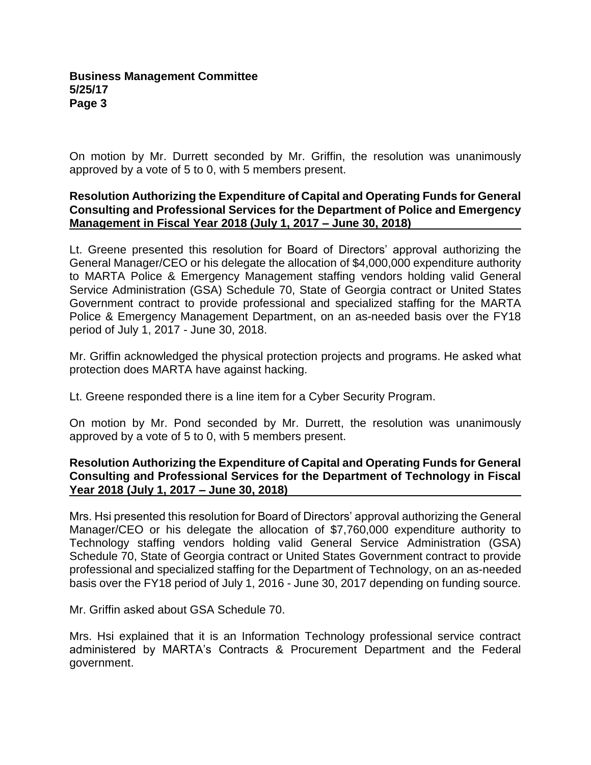On motion by Mr. Durrett seconded by Mr. Griffin, the resolution was unanimously approved by a vote of 5 to 0, with 5 members present.

**Resolution Authorizing the Expenditure of Capital and Operating Funds for General Consulting and Professional Services for the Department of Police and Emergency Management in Fiscal Year 2018 (July 1, 2017 – June 30, 2018)**

Lt. Greene presented this resolution for Board of Directors' approval authorizing the General Manager/CEO or his delegate the allocation of $4,000,000 expenditure authority to MARTA Police & Emergency Management staffing vendors holding valid General Service Administration (GSA) Schedule 70, State of Georgia contract or United States Government contract to provide professional and specialized staffing for the MARTA Police & Emergency Management Department, on an as-needed basis over the FY18 period of July 1, 2017 - June 30, 2018.

Mr. Griffin acknowledged the physical protection projects and programs. He asked what protection does MARTA have against hacking.

Lt. Greene responded there is a line item for a Cyber Security Program.

On motion by Mr. Pond seconded by Mr. Durrett, the resolution was unanimously approved by a vote of 5 to 0, with 5 members present.

**Resolution Authorizing the Expenditure of Capital and Operating Funds for General Consulting and Professional Services for the Department of Technology in Fiscal Year 2018 (July 1, 2017 – June 30, 2018)**

Mrs. Hsi presented this resolution for Board of Directors' approval authorizing the General Manager/CEO or his delegate the allocation of $7,760,000 expenditure authority to Technology staffing vendors holding valid General Service Administration (GSA) Schedule 70, State of Georgia contract or United States Government contract to provide professional and specialized staffing for the Department of Technology, on an as-needed basis over the FY18 period of July 1, 2016 - June 30, 2017 depending on funding source.

Mr. Griffin asked about GSA Schedule 70.

Mrs. Hsi explained that it is an Information Technology professional service contract administered by MARTA's Contracts & Procurement Department and the Federal government.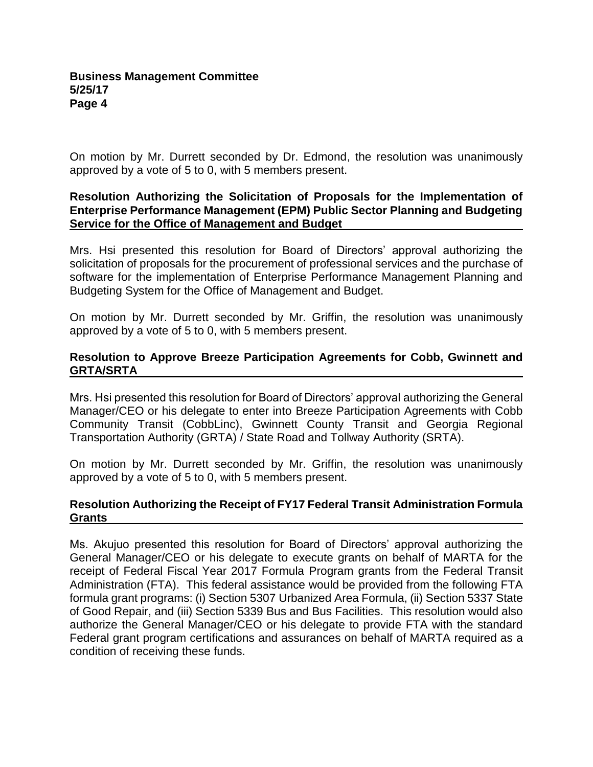On motion by Mr. Durrett seconded by Dr. Edmond, the resolution was unanimously approved by a vote of 5 to 0, with 5 members present.

**Resolution Authorizing the Solicitation of Proposals for the Implementation of Enterprise Performance Management (EPM) Public Sector Planning and Budgeting Service for the Office of Management and Budget**

Mrs. Hsi presented this resolution for Board of Directors' approval authorizing the solicitation of proposals for the procurement of professional services and the purchase of software for the implementation of Enterprise Performance Management Planning and Budgeting System for the Office of Management and Budget.

On motion by Mr. Durrett seconded by Mr. Griffin, the resolution was unanimously approved by a vote of 5 to 0, with 5 members present.

**Resolution to Approve Breeze Participation Agreements for Cobb, Gwinnett and GRTA/SRTA**

Mrs. Hsi presented this resolution for Board of Directors' approval authorizing the General Manager/CEO or his delegate to enter into Breeze Participation Agreements with Cobb Community Transit (CobbLinc), Gwinnett County Transit and Georgia Regional Transportation Authority (GRTA) / State Road and Tollway Authority (SRTA).

On motion by Mr. Durrett seconded by Mr. Griffin, the resolution was unanimously approved by a vote of 5 to 0, with 5 members present.

**Resolution Authorizing the Receipt of FY17 Federal Transit Administration Formula Grants**

Ms. Akujuo presented this resolution for Board of Directors' approval authorizing the General Manager/CEO or his delegate to execute grants on behalf of MARTA for the receipt of Federal Fiscal Year 2017 Formula Program grants from the Federal Transit Administration (FTA). This federal assistance would be provided from the following FTA formula grant programs: (i) Section 5307 Urbanized Area Formula, (ii) Section 5337 State of Good Repair, and (iii) Section 5339 Bus and Bus Facilities. This resolution would also authorize the General Manager/CEO or his delegate to provide FTA with the standard Federal grant program certifications and assurances on behalf of MARTA required as a condition of receiving these funds.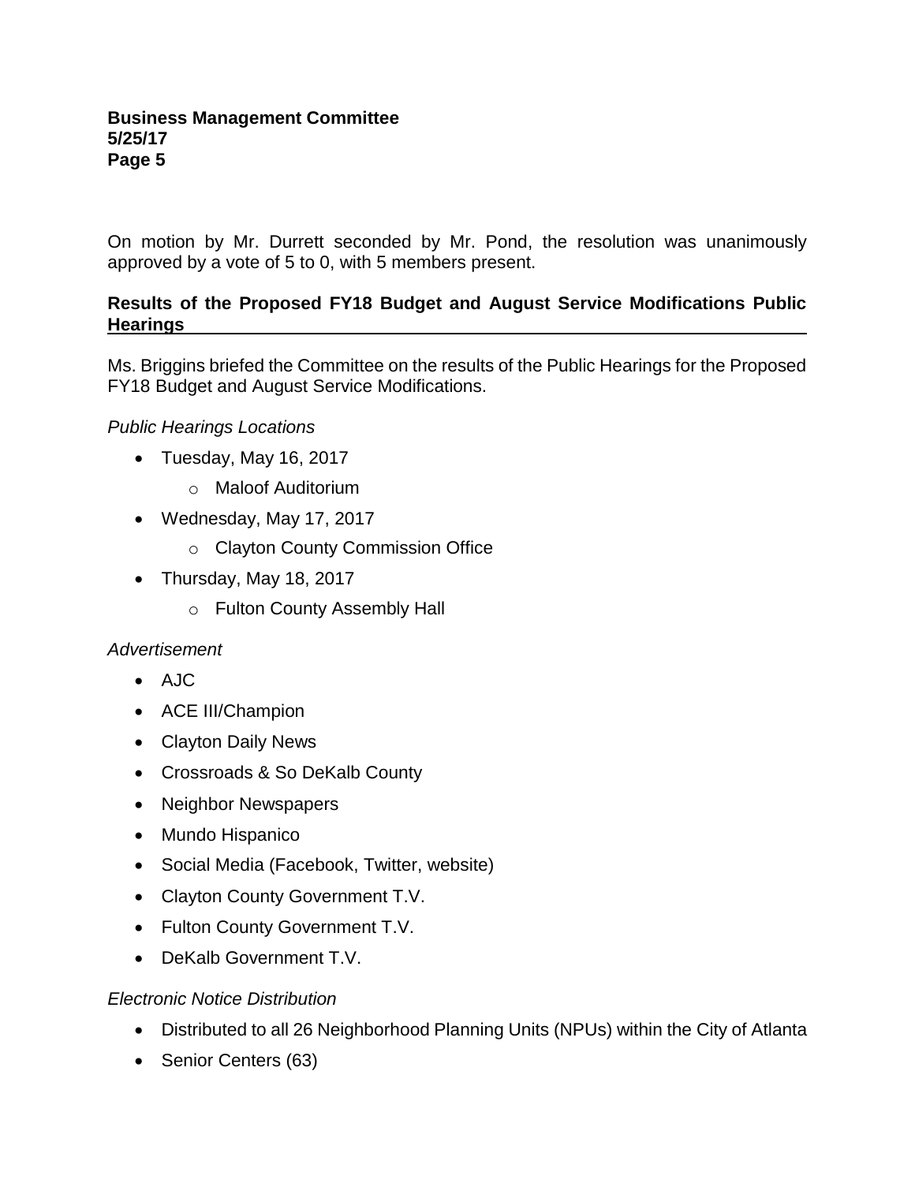On motion by Mr. Durrett seconded by Mr. Pond, the resolution was unanimously approved by a vote of 5 to 0, with 5 members present.

## Results of the Proposed FY18 Budget and August Service Modifications Public Hearings

Ms. Briggins briefed the Committee on the results of the Public Hearings for the Proposed FY18 Budget and August Service Modifications.

*Public Hearings Locations*

- Tuesday, May 16, 2017
  - Maloof Auditorium
- Wednesday, May 17, 2017
  - Clayton County Commission Office
- Thursday, May 18, 2017
  - Fulton County Assembly Hall

*Advertisement*

- AJC
- ACE III/Champion
- Clayton Daily News
- Crossroads & So DeKalb County
- Neighbor Newspapers
- Mundo Hispanico
- Social Media (Facebook, Twitter, website)
- Clayton County Government T.V.
- Fulton County Government T.V.
- DeKalb Government T.V.

*Electronic Notice Distribution*

- Distributed to all 26 Neighborhood Planning Units (NPUs) within the City of Atlanta
- Senior Centers (63)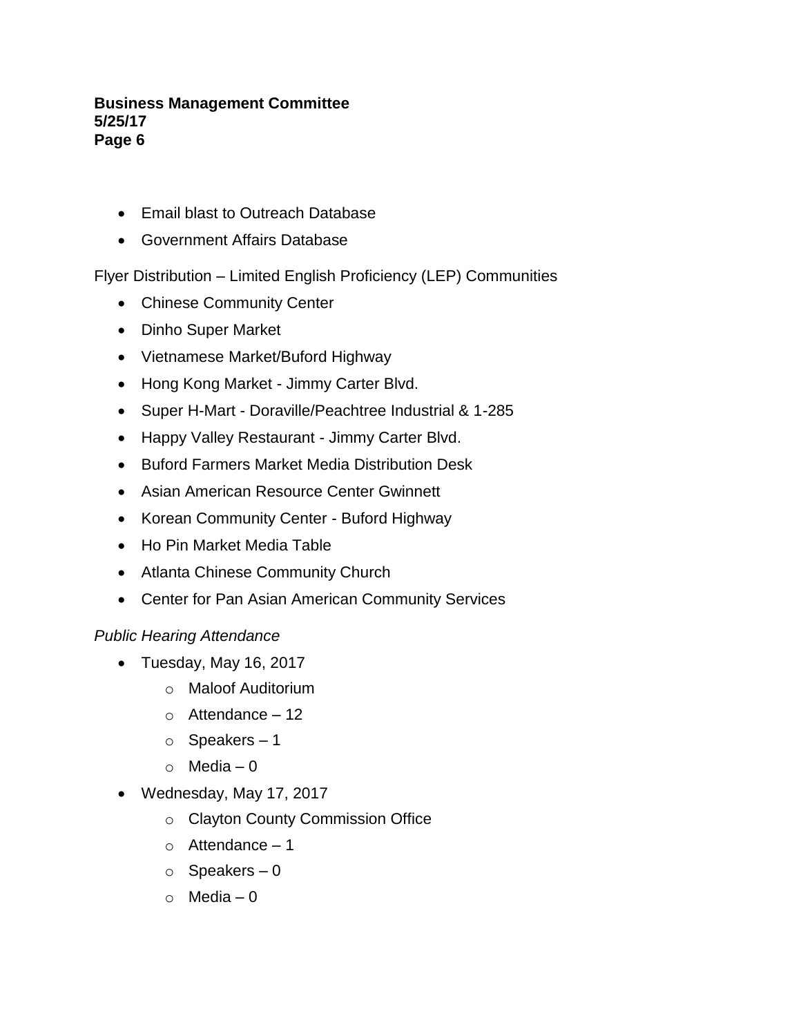- Email blast to Outreach Database
- Government Affairs Database

Flyer Distribution – Limited English Proficiency (LEP) Communities

- Chinese Community Center
- Dinho Super Market
- Vietnamese Market/Buford Highway
- Hong Kong Market - Jimmy Carter Blvd.
- Super H-Mart - Doraville/Peachtree Industrial & 1-285
- Happy Valley Restaurant - Jimmy Carter Blvd.
- Buford Farmers Market Media Distribution Desk
- Asian American Resource Center Gwinnett
- Korean Community Center - Buford Highway
- Ho Pin Market Media Table
- Atlanta Chinese Community Church
- Center for Pan Asian American Community Services

*Public Hearing Attendance*

- Tuesday, May 16, 2017
  - Maloof Auditorium
  - Attendance – 12
  - Speakers – 1
  - Media – 0
- Wednesday, May 17, 2017
  - Clayton County Commission Office
  - Attendance – 1
  - Speakers – 0
  - Media – 0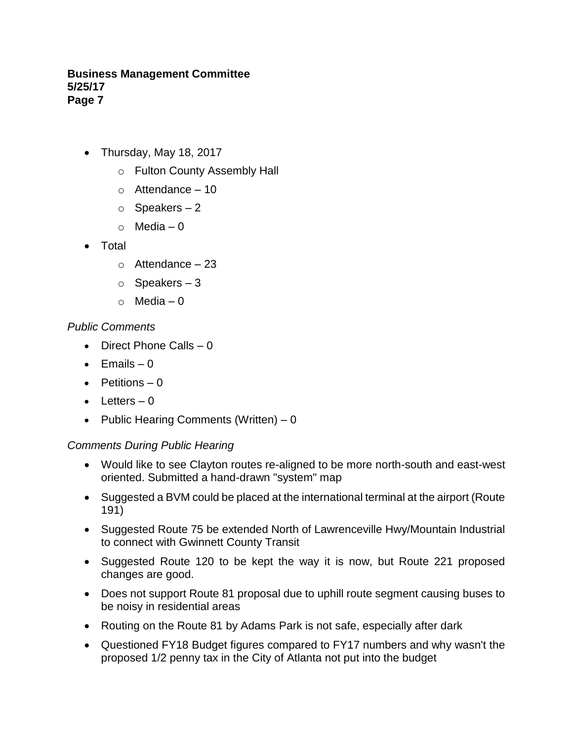- Thursday, May 18, 2017
  - Fulton County Assembly Hall
  - Attendance – 10
  - Speakers – 2
  - Media – 0
- Total
  - Attendance – 23
  - Speakers – 3
  - Media – 0

*Public Comments*

- Direct Phone Calls – 0
- Emails – 0
- Petitions – 0
- Letters – 0
- Public Hearing Comments (Written) – 0

*Comments During Public Hearing*

- Would like to see Clayton routes re-aligned to be more north-south and east-west oriented. Submitted a hand-drawn "system" map
- Suggested a BVM could be placed at the international terminal at the airport (Route 191)
- Suggested Route 75 be extended North of Lawrenceville Hwy/Mountain Industrial to connect with Gwinnett County Transit
- Suggested Route 120 to be kept the way it is now, but Route 221 proposed changes are good.
- Does not support Route 81 proposal due to uphill route segment causing buses to be noisy in residential areas
- Routing on the Route 81 by Adams Park is not safe, especially after dark
- Questioned FY18 Budget figures compared to FY17 numbers and why wasn't the proposed 1/2 penny tax in the City of Atlanta not put into the budget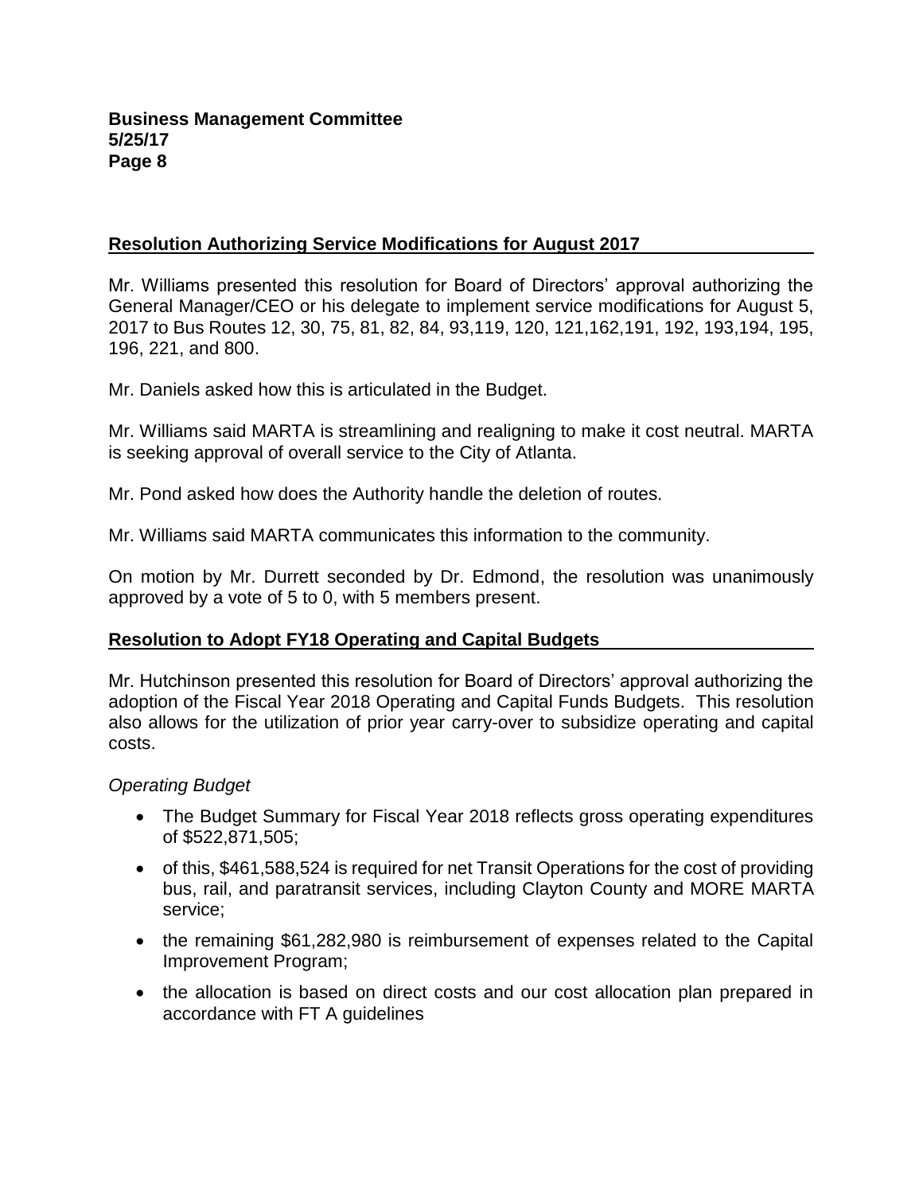## Resolution Authorizing Service Modifications for August 2017

Mr. Williams presented this resolution for Board of Directors' approval authorizing the General Manager/CEO or his delegate to implement service modifications for August 5, 2017 to Bus Routes 12, 30, 75, 81, 82, 84, 93,119, 120, 121,162,191, 192, 193,194, 195, 196, 221, and 800.

Mr. Daniels asked how this is articulated in the Budget.

Mr. Williams said MARTA is streamlining and realigning to make it cost neutral. MARTA is seeking approval of overall service to the City of Atlanta.

Mr. Pond asked how does the Authority handle the deletion of routes.

Mr. Williams said MARTA communicates this information to the community.

On motion by Mr. Durrett seconded by Dr. Edmond, the resolution was unanimously approved by a vote of 5 to 0, with 5 members present.

## Resolution to Adopt FY18 Operating and Capital Budgets

Mr. Hutchinson presented this resolution for Board of Directors' approval authorizing the adoption of the Fiscal Year 2018 Operating and Capital Funds Budgets. This resolution also allows for the utilization of prior year carry-over to subsidize operating and capital costs.

*Operating Budget*

- The Budget Summary for Fiscal Year 2018 reflects gross operating expenditures of $522,871,505;
- of this, $461,588,524 is required for net Transit Operations for the cost of providing bus, rail, and paratransit services, including Clayton County and MORE MARTA service;
- the remaining $61,282,980 is reimbursement of expenses related to the Capital Improvement Program;
- the allocation is based on direct costs and our cost allocation plan prepared in accordance with FT A guidelines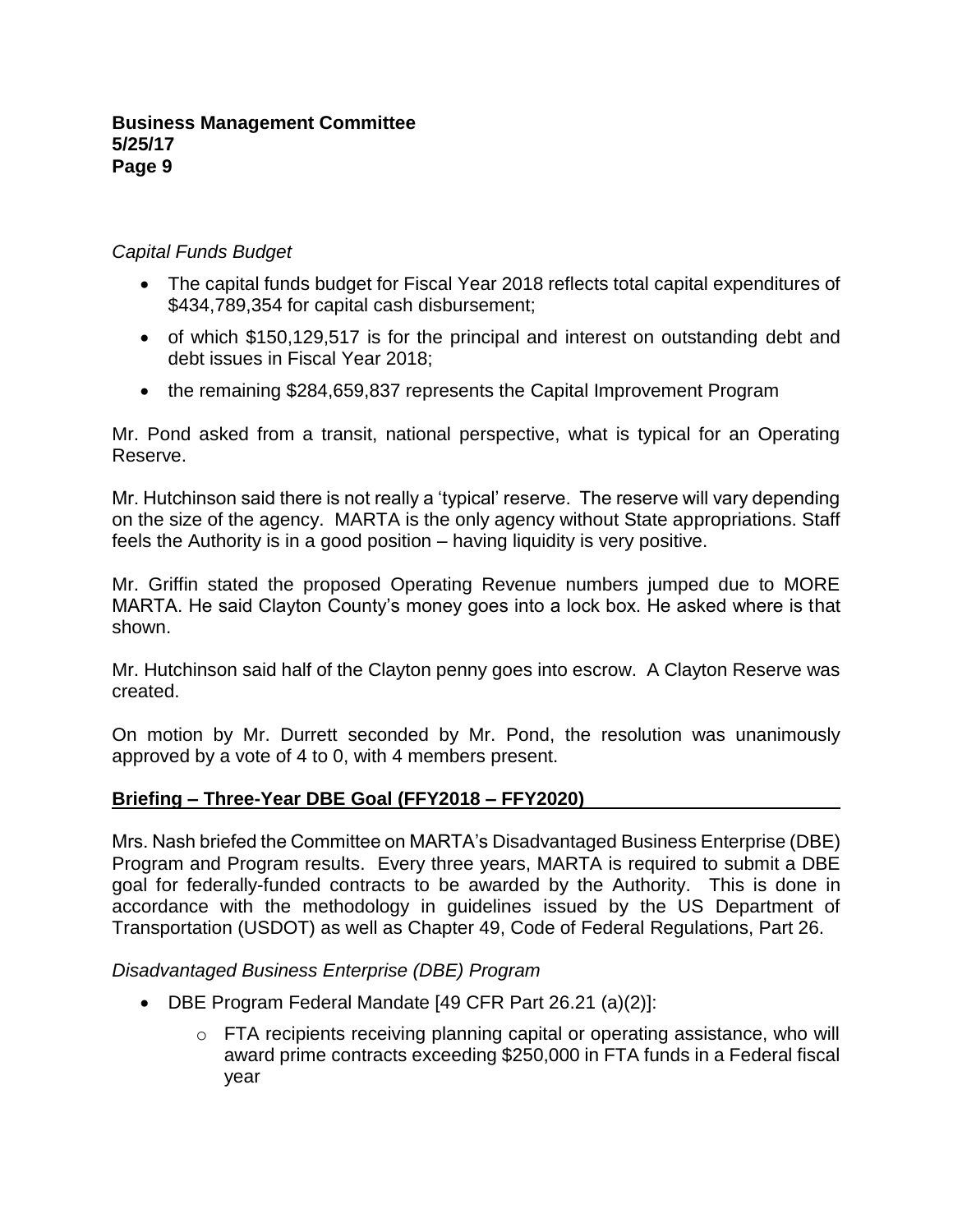*Capital Funds Budget*

- The capital funds budget for Fiscal Year 2018 reflects total capital expenditures of $434,789,354 for capital cash disbursement;
- of which $150,129,517 is for the principal and interest on outstanding debt and debt issues in Fiscal Year 2018;
- the remaining $284,659,837 represents the Capital Improvement Program

Mr. Pond asked from a transit, national perspective, what is typical for an Operating Reserve.

Mr. Hutchinson said there is not really a 'typical' reserve. The reserve will vary depending on the size of the agency. MARTA is the only agency without State appropriations. Staff feels the Authority is in a good position – having liquidity is very positive.

Mr. Griffin stated the proposed Operating Revenue numbers jumped due to MORE MARTA. He said Clayton County's money goes into a lock box. He asked where is that shown.

Mr. Hutchinson said half of the Clayton penny goes into escrow. A Clayton Reserve was created.

On motion by Mr. Durrett seconded by Mr. Pond, the resolution was unanimously approved by a vote of 4 to 0, with 4 members present.

## **Briefing – Three-Year DBE Goal (FFY2018 – FFY2020)**

Mrs. Nash briefed the Committee on MARTA's Disadvantaged Business Enterprise (DBE) Program and Program results. Every three years, MARTA is required to submit a DBE goal for federally-funded contracts to be awarded by the Authority. This is done in accordance with the methodology in guidelines issued by the US Department of Transportation (USDOT) as well as Chapter 49, Code of Federal Regulations, Part 26.

*Disadvantaged Business Enterprise (DBE) Program*

- DBE Program Federal Mandate [49 CFR Part 26.21 (a)(2)]:
  - FTA recipients receiving planning capital or operating assistance, who will award prime contracts exceeding $250,000 in FTA funds in a Federal fiscal year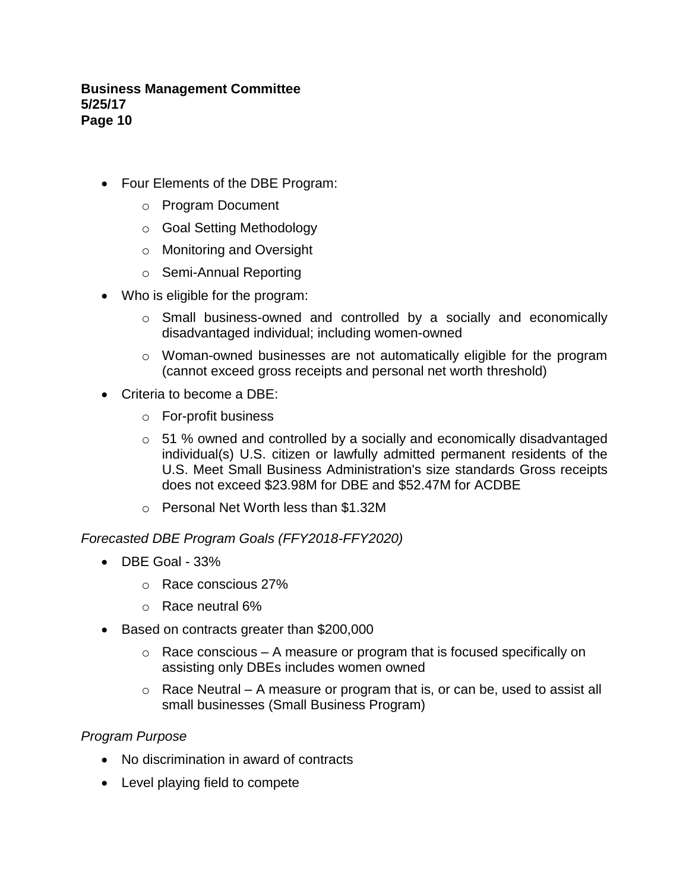- Four Elements of the DBE Program:
  - Program Document
  - Goal Setting Methodology
  - Monitoring and Oversight
  - Semi-Annual Reporting
- Who is eligible for the program:
  - Small business-owned and controlled by a socially and economically disadvantaged individual; including women-owned
  - Woman-owned businesses are not automatically eligible for the program (cannot exceed gross receipts and personal net worth threshold)
- Criteria to become a DBE:
  - For-profit business
  - 51 % owned and controlled by a socially and economically disadvantaged individual(s) U.S. citizen or lawfully admitted permanent residents of the U.S. Meet Small Business Administration's size standards Gross receipts does not exceed $23.98M for DBE and $52.47M for ACDBE
  - Personal Net Worth less than $1.32M

*Forecasted DBE Program Goals (FFY2018-FFY2020)*

- DBE Goal - 33%
  - Race conscious 27%
  - Race neutral 6%
- Based on contracts greater than $200,000
  - Race conscious – A measure or program that is focused specifically on assisting only DBEs includes women owned
  - Race Neutral – A measure or program that is, or can be, used to assist all small businesses (Small Business Program)

*Program Purpose*

- No discrimination in award of contracts
- Level playing field to compete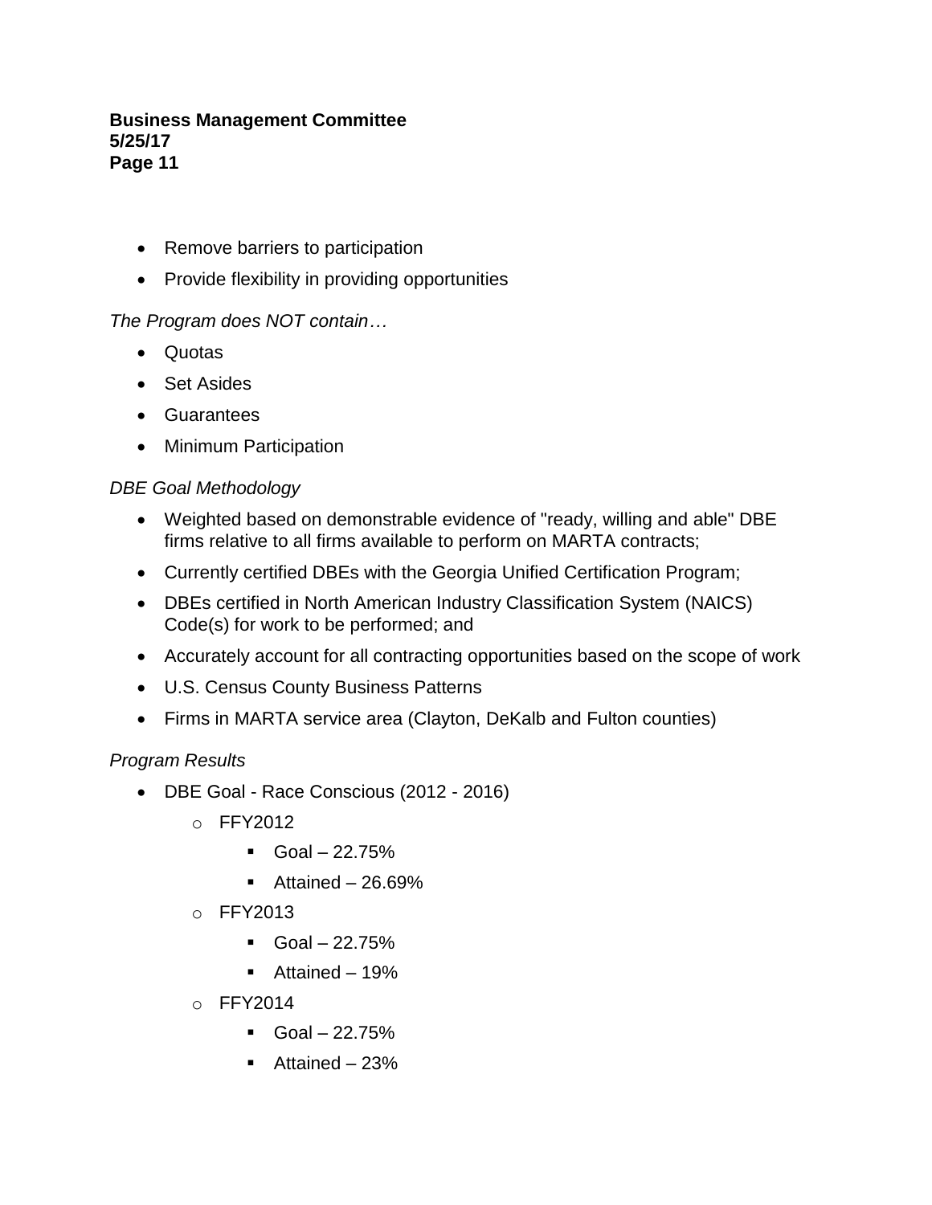- Remove barriers to participation
- Provide flexibility in providing opportunities

*The Program does NOT contain…*

- Quotas
- Set Asides
- Guarantees
- Minimum Participation

*DBE Goal Methodology*

- Weighted based on demonstrable evidence of "ready, willing and able" DBE firms relative to all firms available to perform on MARTA contracts;
- Currently certified DBEs with the Georgia Unified Certification Program;
- DBEs certified in North American Industry Classification System (NAICS) Code(s) for work to be performed; and
- Accurately account for all contracting opportunities based on the scope of work
- U.S. Census County Business Patterns
- Firms in MARTA service area (Clayton, DeKalb and Fulton counties)

*Program Results*

- DBE Goal - Race Conscious (2012 - 2016)
  - FFY2012
    - Goal – 22.75%
    - Attained – 26.69%
  - FFY2013
    - Goal – 22.75%
    - Attained – 19%
  - FFY2014
    - Goal – 22.75%
    - Attained – 23%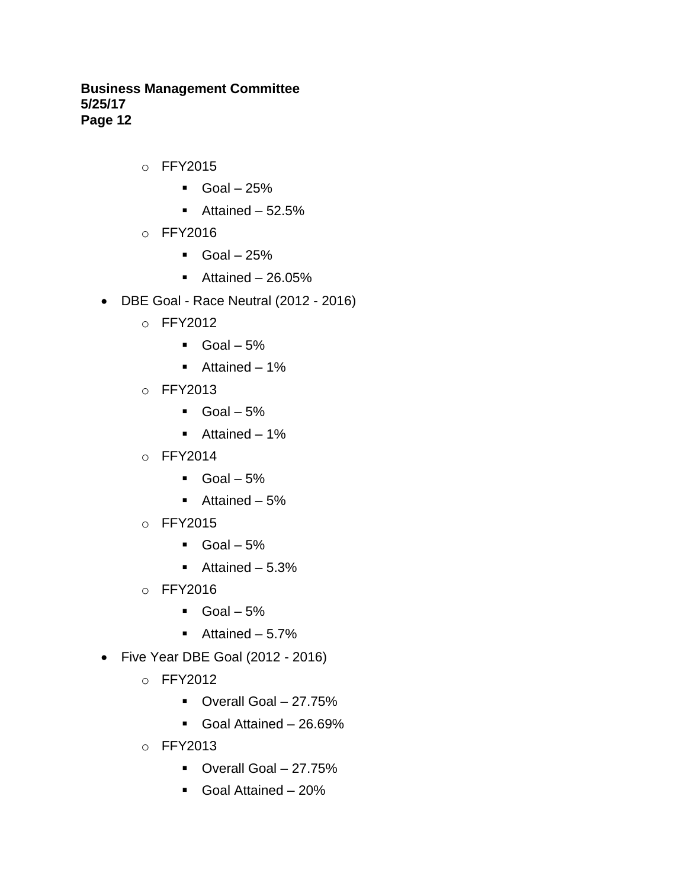- FFY2015
    - Goal – 25%
    - Attained – 52.5%
  - FFY2016
    - Goal – 25%
    - Attained – 26.05%
- DBE Goal - Race Neutral (2012 - 2016)
  - FFY2012
    - Goal – 5%
    - Attained – 1%
  - FFY2013
    - Goal – 5%
    - Attained – 1%
  - FFY2014
    - Goal – 5%
    - Attained – 5%
  - FFY2015
    - Goal – 5%
    - Attained – 5.3%
  - FFY2016
    - Goal – 5%
    - Attained – 5.7%
- Five Year DBE Goal (2012 - 2016)
  - FFY2012
    - Overall Goal – 27.75%
    - Goal Attained – 26.69%
  - FFY2013
    - Overall Goal – 27.75%
    - Goal Attained – 20%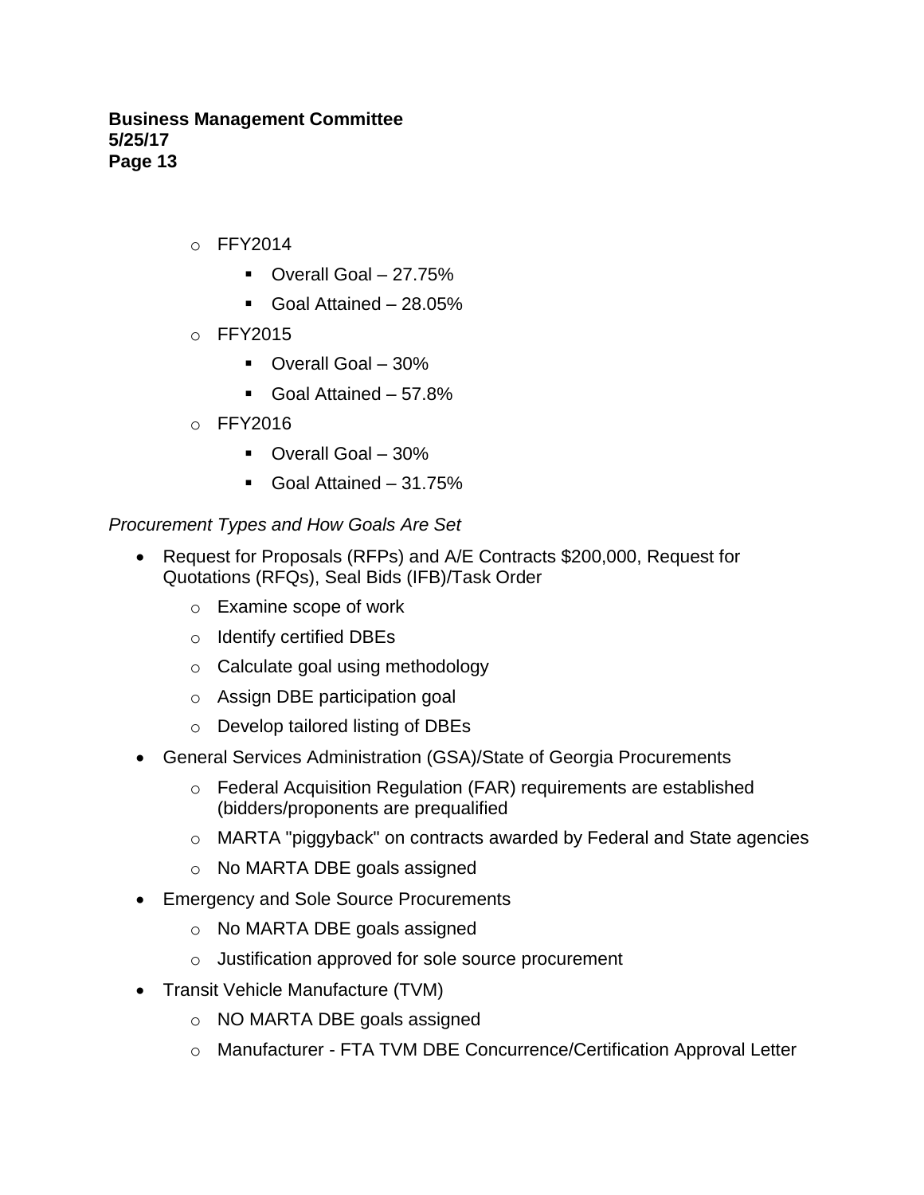- FFY2014
  - Overall Goal – 27.75%
  - Goal Attained – 28.05%
- FFY2015
  - Overall Goal – 30%
  - Goal Attained – 57.8%
- FFY2016
  - Overall Goal – 30%
  - Goal Attained – 31.75%

*Procurement Types and How Goals Are Set*

- Request for Proposals (RFPs) and A/E Contracts $200,000, Request for Quotations (RFQs), Seal Bids (IFB)/Task Order
  - Examine scope of work
  - Identify certified DBEs
  - Calculate goal using methodology
  - Assign DBE participation goal
  - Develop tailored listing of DBEs
- General Services Administration (GSA)/State of Georgia Procurements
  - Federal Acquisition Regulation (FAR) requirements are established (bidders/proponents are prequalified
  - MARTA "piggyback" on contracts awarded by Federal and State agencies
  - No MARTA DBE goals assigned
- Emergency and Sole Source Procurements
  - No MARTA DBE goals assigned
  - Justification approved for sole source procurement
- Transit Vehicle Manufacture (TVM)
  - NO MARTA DBE goals assigned
  - Manufacturer - FTA TVM DBE Concurrence/Certification Approval Letter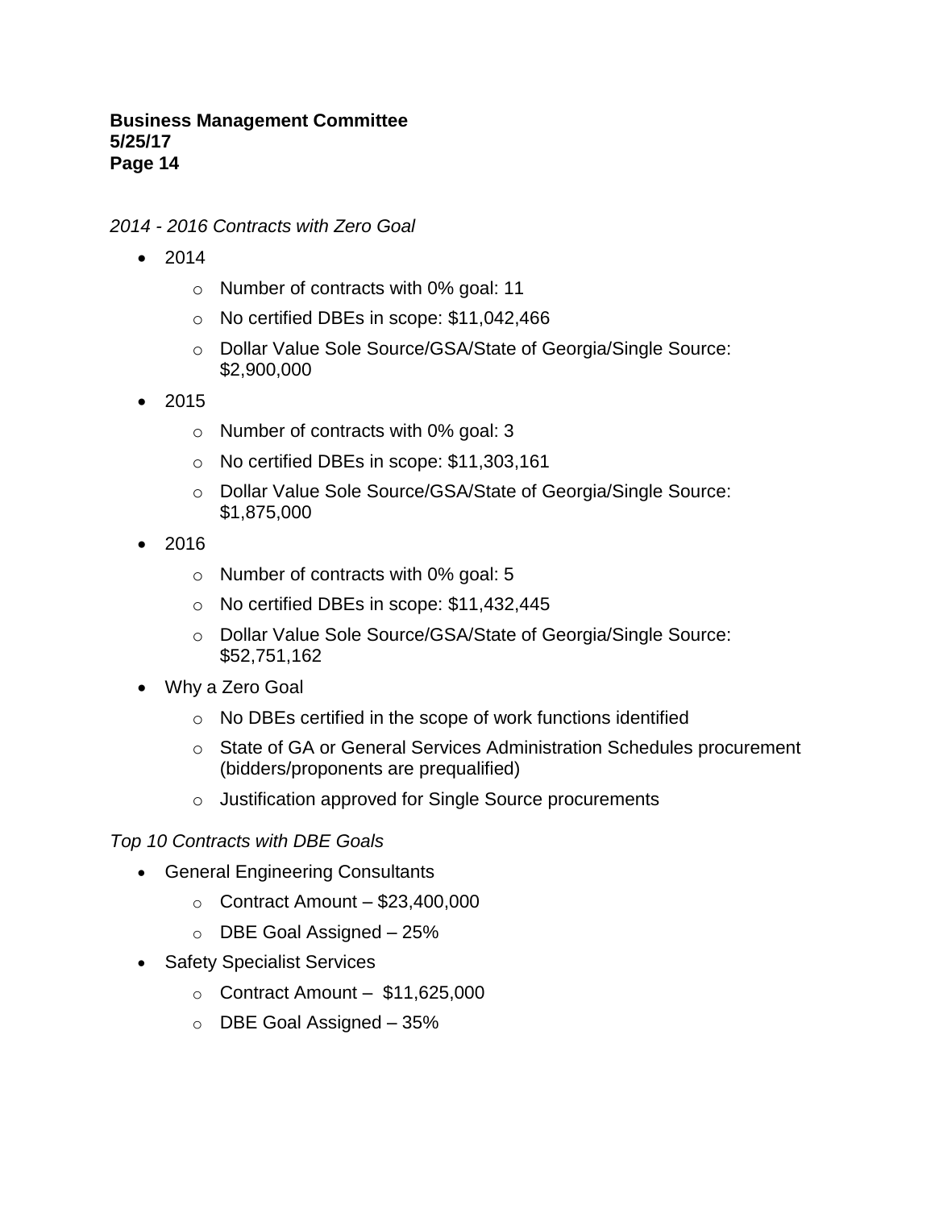*2014 - 2016 Contracts with Zero Goal*

- 2014
  - Number of contracts with 0% goal: 11
  - No certified DBEs in scope: $11,042,466
  - Dollar Value Sole Source/GSA/State of Georgia/Single Source: $2,900,000
- 2015
  - Number of contracts with 0% goal: 3
  - No certified DBEs in scope: $11,303,161
  - Dollar Value Sole Source/GSA/State of Georgia/Single Source: $1,875,000
- 2016
  - Number of contracts with 0% goal: 5
  - No certified DBEs in scope: $11,432,445
  - Dollar Value Sole Source/GSA/State of Georgia/Single Source: $52,751,162
- Why a Zero Goal
  - No DBEs certified in the scope of work functions identified
  - State of GA or General Services Administration Schedules procurement (bidders/proponents are prequalified)
  - Justification approved for Single Source procurements

*Top 10 Contracts with DBE Goals*

- General Engineering Consultants
  - Contract Amount – $23,400,000
  - DBE Goal Assigned – 25%
- Safety Specialist Services
  - Contract Amount – $11,625,000
  - DBE Goal Assigned – 35%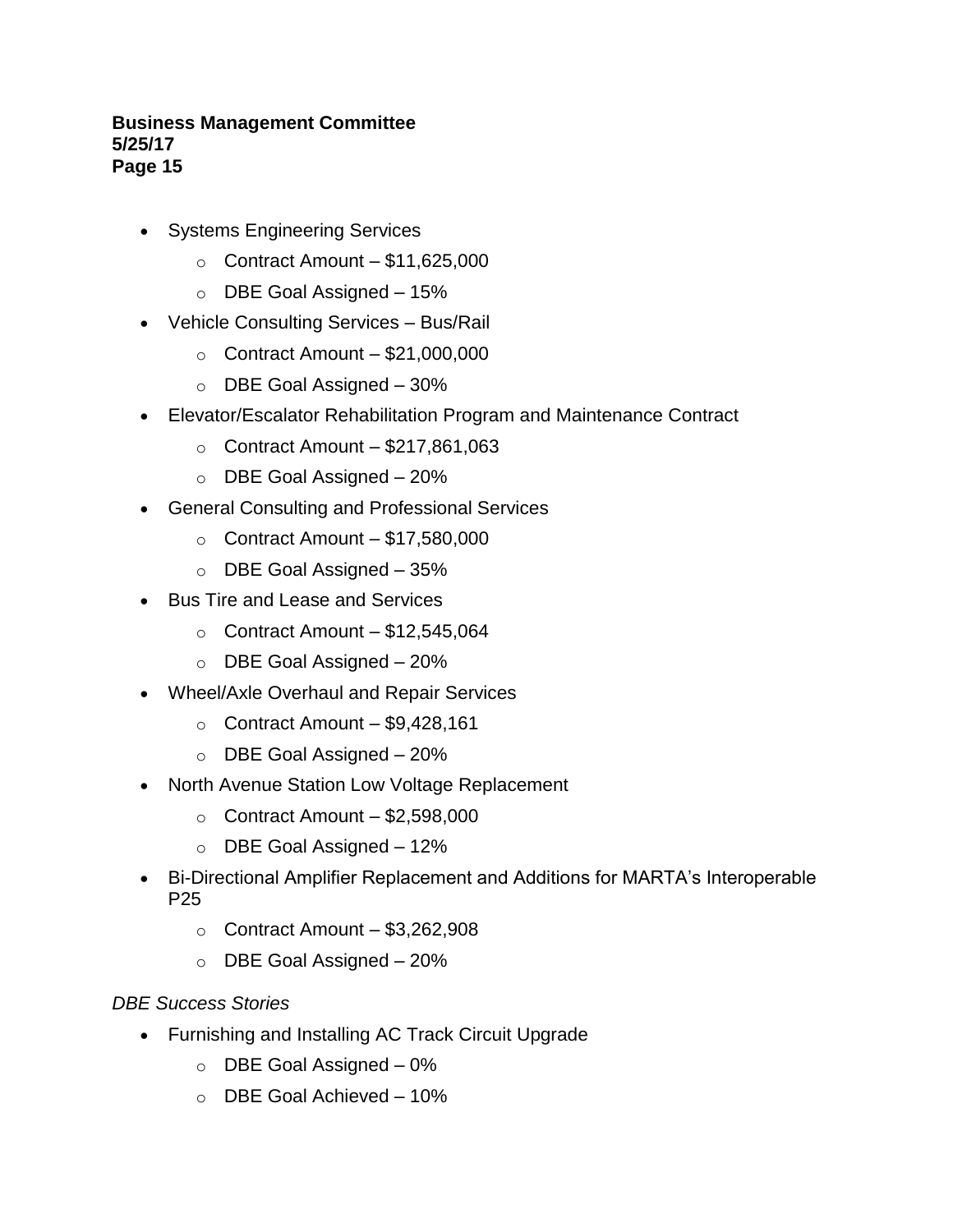- Systems Engineering Services
    - Contract Amount – $11,625,000
    - DBE Goal Assigned – 15%
- Vehicle Consulting Services – Bus/Rail
    - Contract Amount – $21,000,000
    - DBE Goal Assigned – 30%
- Elevator/Escalator Rehabilitation Program and Maintenance Contract
    - Contract Amount – $217,861,063
    - DBE Goal Assigned – 20%
- General Consulting and Professional Services
    - Contract Amount – $17,580,000
    - DBE Goal Assigned – 35%
- Bus Tire and Lease and Services
    - Contract Amount – $12,545,064
    - DBE Goal Assigned – 20%
- Wheel/Axle Overhaul and Repair Services
    - Contract Amount – $9,428,161
    - DBE Goal Assigned – 20%
- North Avenue Station Low Voltage Replacement
    - Contract Amount – $2,598,000
    - DBE Goal Assigned – 12%
- Bi-Directional Amplifier Replacement and Additions for MARTA's Interoperable P25
    - Contract Amount – $3,262,908
    - DBE Goal Assigned – 20%

*DBE Success Stories*

- Furnishing and Installing AC Track Circuit Upgrade
    - DBE Goal Assigned – 0%
    - DBE Goal Achieved – 10%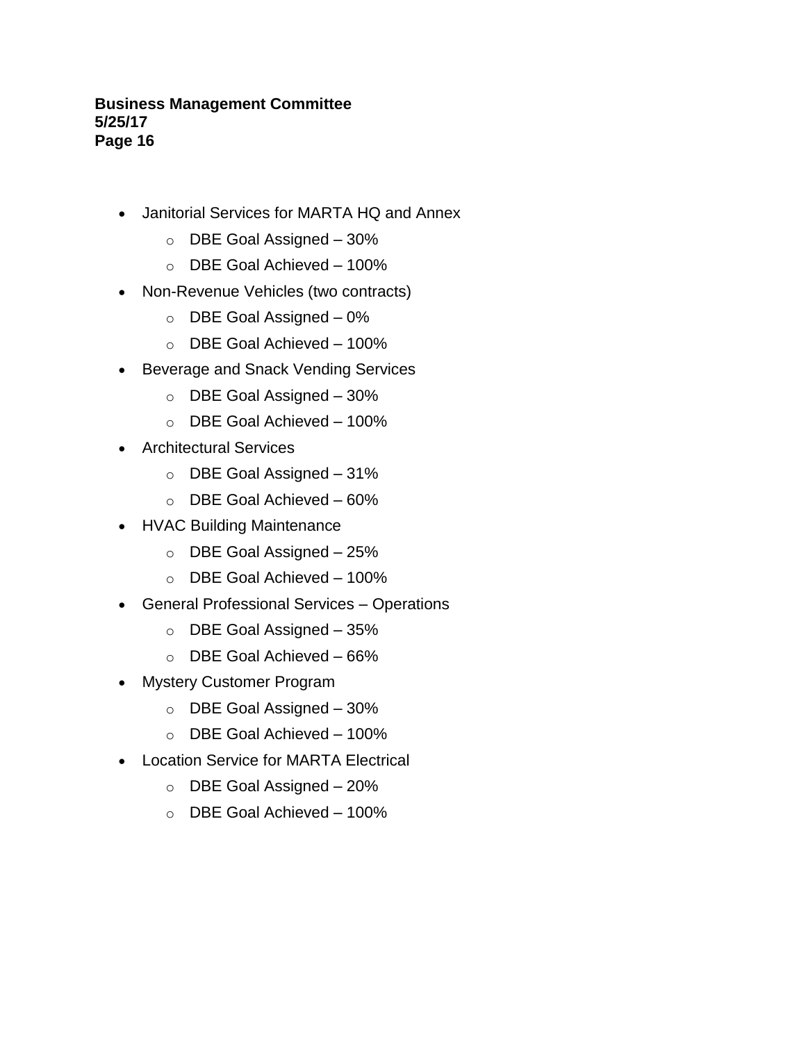- Janitorial Services for MARTA HQ and Annex
    - DBE Goal Assigned – 30%
    - DBE Goal Achieved – 100%
- Non-Revenue Vehicles (two contracts)
    - DBE Goal Assigned – 0%
    - DBE Goal Achieved – 100%
- Beverage and Snack Vending Services
    - DBE Goal Assigned – 30%
    - DBE Goal Achieved – 100%
- Architectural Services
    - DBE Goal Assigned – 31%
    - DBE Goal Achieved – 60%
- HVAC Building Maintenance
    - DBE Goal Assigned – 25%
    - DBE Goal Achieved – 100%
- General Professional Services – Operations
    - DBE Goal Assigned – 35%
    - DBE Goal Achieved – 66%
- Mystery Customer Program
    - DBE Goal Assigned – 30%
    - DBE Goal Achieved – 100%
- Location Service for MARTA Electrical
    - DBE Goal Assigned – 20%
    - DBE Goal Achieved – 100%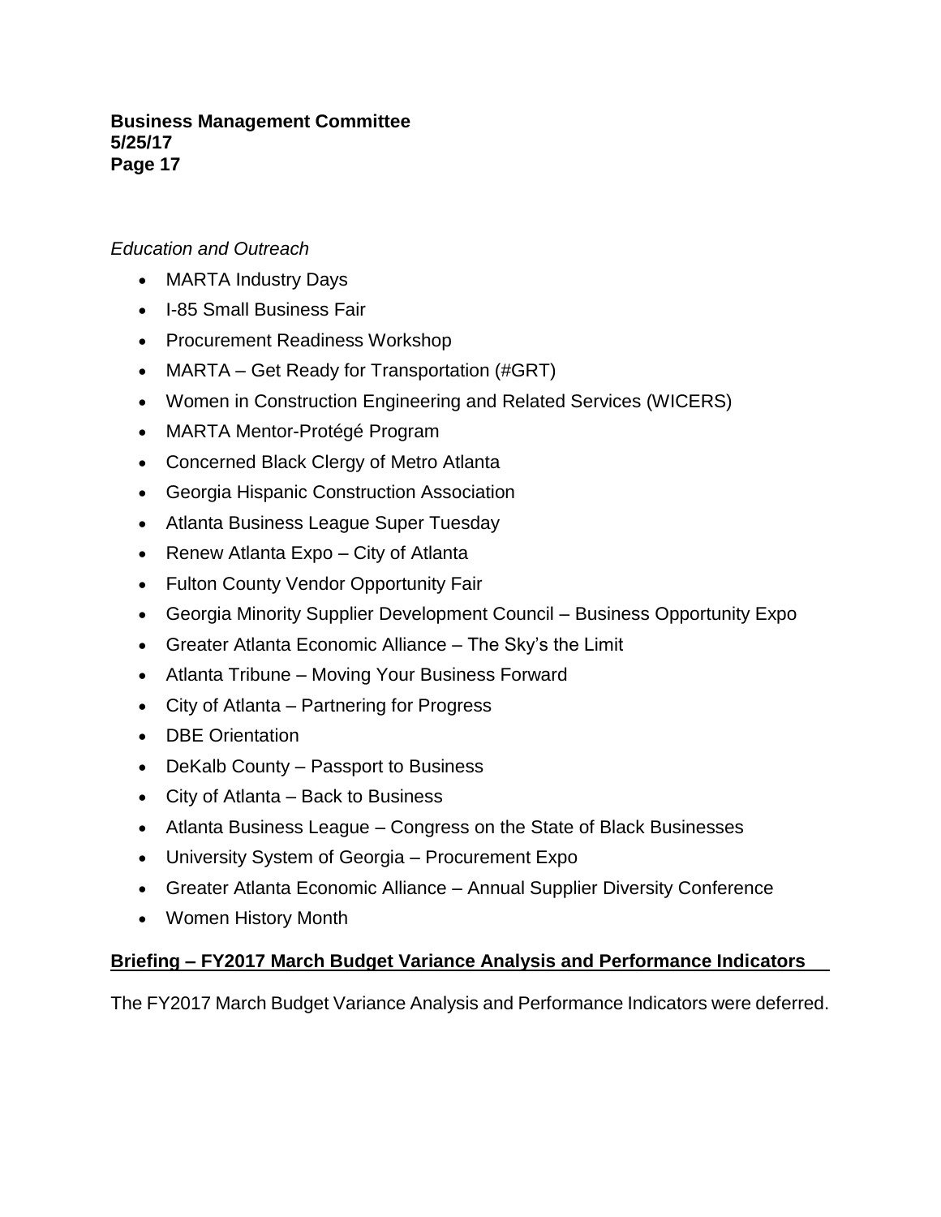*Education and Outreach*

- MARTA Industry Days
- I-85 Small Business Fair
- Procurement Readiness Workshop
- MARTA – Get Ready for Transportation (#GRT)
- Women in Construction Engineering and Related Services (WICERS)
- MARTA Mentor-Protégé Program
- Concerned Black Clergy of Metro Atlanta
- Georgia Hispanic Construction Association
- Atlanta Business League Super Tuesday
- Renew Atlanta Expo – City of Atlanta
- Fulton County Vendor Opportunity Fair
- Georgia Minority Supplier Development Council – Business Opportunity Expo
- Greater Atlanta Economic Alliance – The Sky's the Limit
- Atlanta Tribune – Moving Your Business Forward
- City of Atlanta – Partnering for Progress
- DBE Orientation
- DeKalb County – Passport to Business
- City of Atlanta – Back to Business
- Atlanta Business League – Congress on the State of Black Businesses
- University System of Georgia – Procurement Expo
- Greater Atlanta Economic Alliance – Annual Supplier Diversity Conference
- Women History Month

**Briefing – FY2017 March Budget Variance Analysis and Performance Indicators**

The FY2017 March Budget Variance Analysis and Performance Indicators were deferred.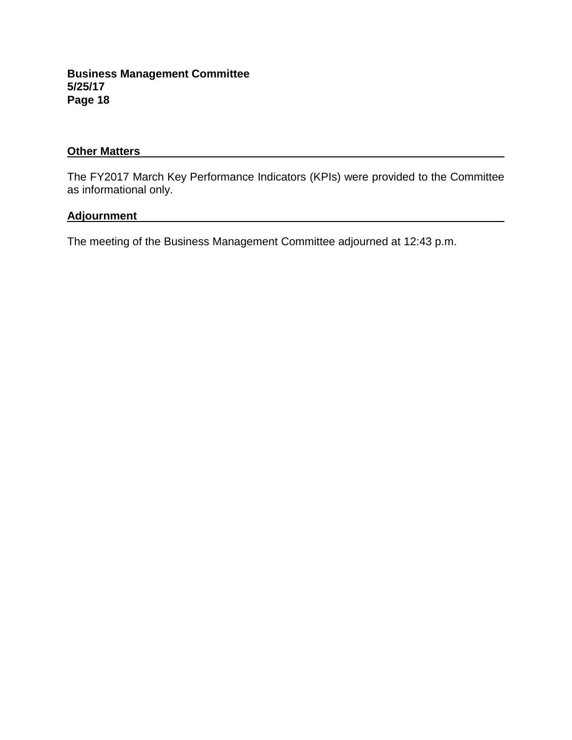## Other Matters

The FY2017 March Key Performance Indicators (KPIs) were provided to the Committee as informational only.

## Adjournment

The meeting of the Business Management Committee adjourned at 12:43 p.m.